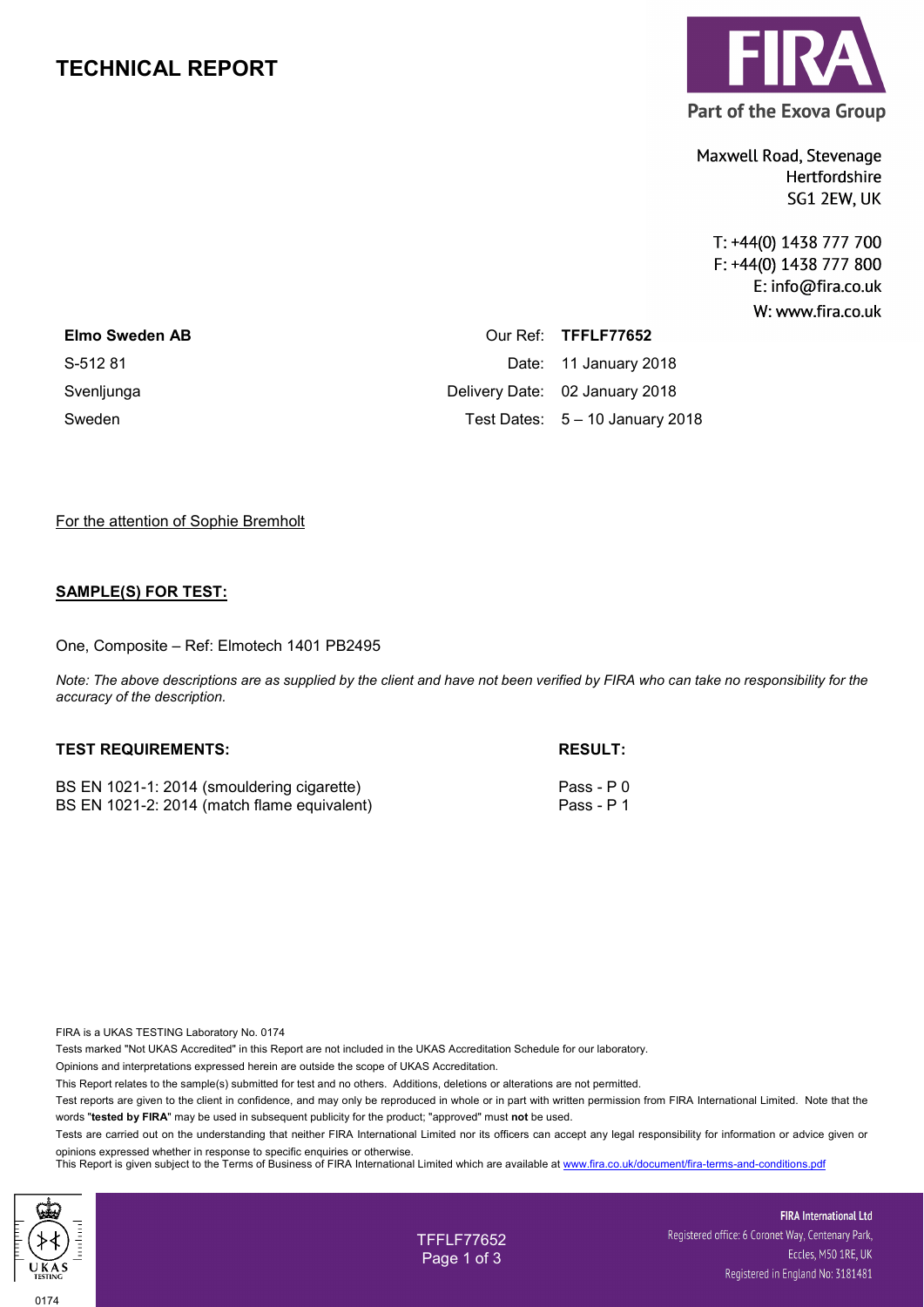# TECHNICAL REPORT

**FIRA** Part of the Exova Group

Maxwell Road, Stevenage
Hertfordshire
SG1 2EW, UK

T: +44(0) 1438 777 700
F: +44(0) 1438 777 800
E: info@fira.co.uk
W: www.fira.co.uk

**Elmo Sweden AB**
S-512 81
Svenljunga
Sweden

Our Ref: **TFFLF77652**
Date: 11 January 2018
Delivery Date: 02 January 2018
Test Dates: 5 – 10 January 2018

For the attention of Sophie Bremholt

**SAMPLE(S) FOR TEST:**

One, Composite – Ref: Elmotech 1401 PB2495

*Note: The above descriptions are as supplied by the client and have not been verified by FIRA who can take no responsibility for the accuracy of the description.*

| **TEST REQUIREMENTS:** | **RESULT:** |
|---|---|
| BS EN 1021-1: 2014 (smouldering cigarette) | Pass - P 0 |
| BS EN 1021-2: 2014 (match flame equivalent) | Pass - P 1 |

FIRA is a UKAS TESTING Laboratory No. 0174

Tests marked "Not UKAS Accredited" in this Report are not included in the UKAS Accreditation Schedule for our laboratory.

Opinions and interpretations expressed herein are outside the scope of UKAS Accreditation.

This Report relates to the sample(s) submitted for test and no others. Additions, deletions or alterations are not permitted.

Test reports are given to the client in confidence, and may only be reproduced in whole or in part with written permission from FIRA International Limited. Note that the words "**tested by FIRA**" may be used in subsequent publicity for the product; "approved" must **not** be used.

Tests are carried out on the understanding that neither FIRA International Limited nor its officers can accept any legal responsibility for information or advice given or opinions expressed whether in response to specific enquiries or otherwise.

This Report is given subject to the Terms of Business of FIRA International Limited which are available at www.fira.co.uk/document/fira-terms-and-conditions.pdf

UKAS TESTING 0174

TFFLF77652

**FIRA International Ltd**
Registered office: 6 Coronet Way, Centenary Park, Eccles, M50 1RE, UK
Registered in England No: 3181481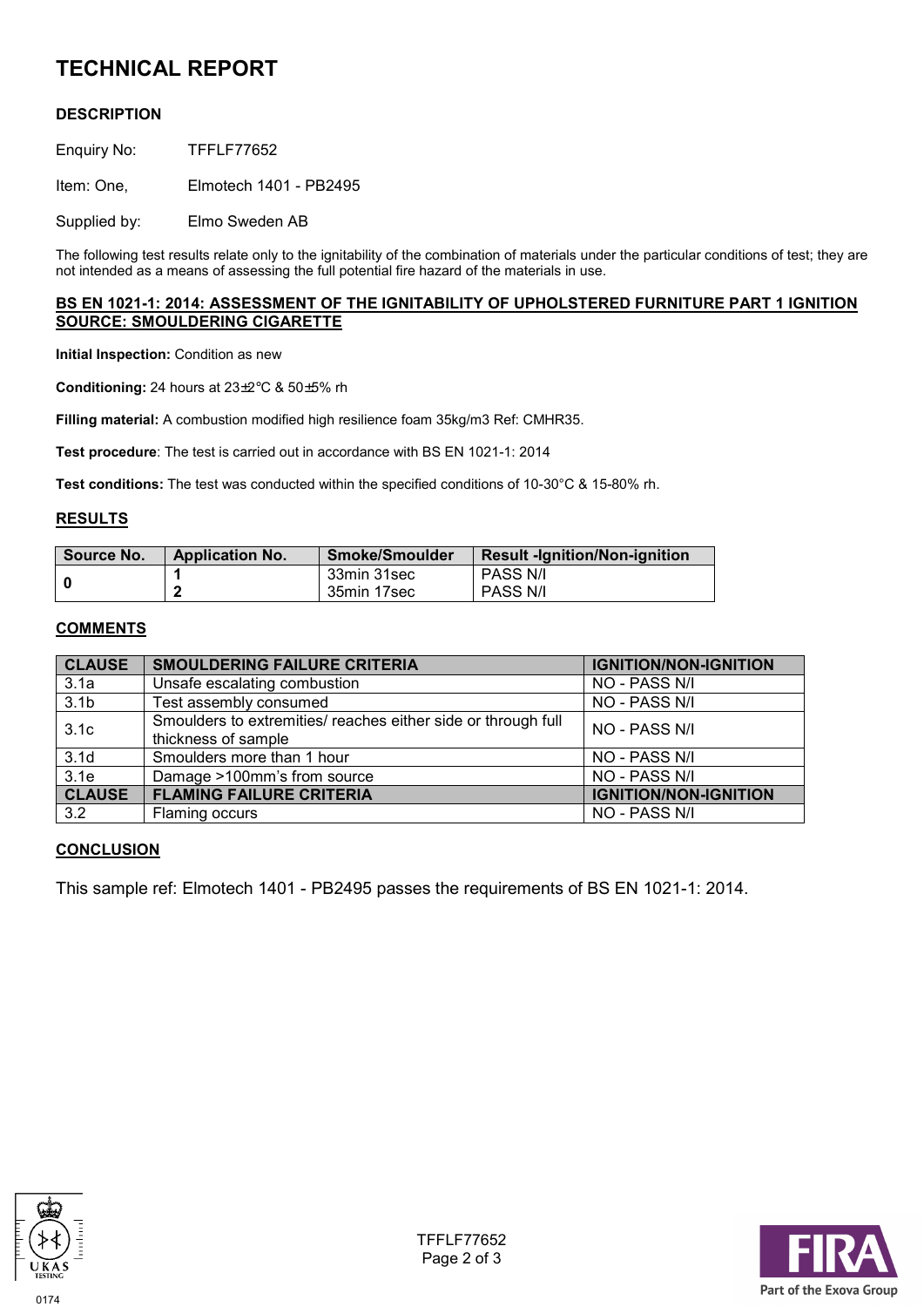# TECHNICAL REPORT

### DESCRIPTION

Enquiry No: TFFLF77652

Item: One, Elmotech 1401 - PB2495

Supplied by: Elmo Sweden AB

The following test results relate only to the ignitability of the combination of materials under the particular conditions of test; they are not intended as a means of assessing the full potential fire hazard of the materials in use.

### BS EN 1021-1: 2014: ASSESSMENT OF THE IGNITABILITY OF UPHOLSTERED FURNITURE PART 1 IGNITION SOURCE: SMOULDERING CIGARETTE

**Initial Inspection:** Condition as new

**Conditioning:** 24 hours at 23±2°C & 50±5% rh

**Filling material:** A combustion modified high resilience foam 35kg/m3 Ref: CMHR35.

**Test procedure**: The test is carried out in accordance with BS EN 1021-1: 2014

**Test conditions:** The test was conducted within the specified conditions of 10-30°C & 15-80% rh.

### RESULTS

| Source No. | Application No. | Smoke/Smoulder | Result -Ignition/Non-ignition |
|---|---|---|---|
| 0 | 1 | 33min 31sec | PASS N/I |
| | 2 | 35min 17sec | PASS N/I |

### COMMENTS

| CLAUSE | SMOULDERING FAILURE CRITERIA | IGNITION/NON-IGNITION |
|---|---|---|
| 3.1a | Unsafe escalating combustion | NO - PASS N/I |
| 3.1b | Test assembly consumed | NO - PASS N/I |
| 3.1c | Smoulders to extremities/ reaches either side or through full thickness of sample | NO - PASS N/I |
| 3.1d | Smoulders more than 1 hour | NO - PASS N/I |
| 3.1e | Damage >100mm's from source | NO - PASS N/I |
| **CLAUSE** | **FLAMING FAILURE CRITERIA** | **IGNITION/NON-IGNITION** |
| 3.2 | Flaming occurs | NO - PASS N/I |

### CONCLUSION

This sample ref: Elmotech 1401 - PB2495 passes the requirements of BS EN 1021-1: 2014.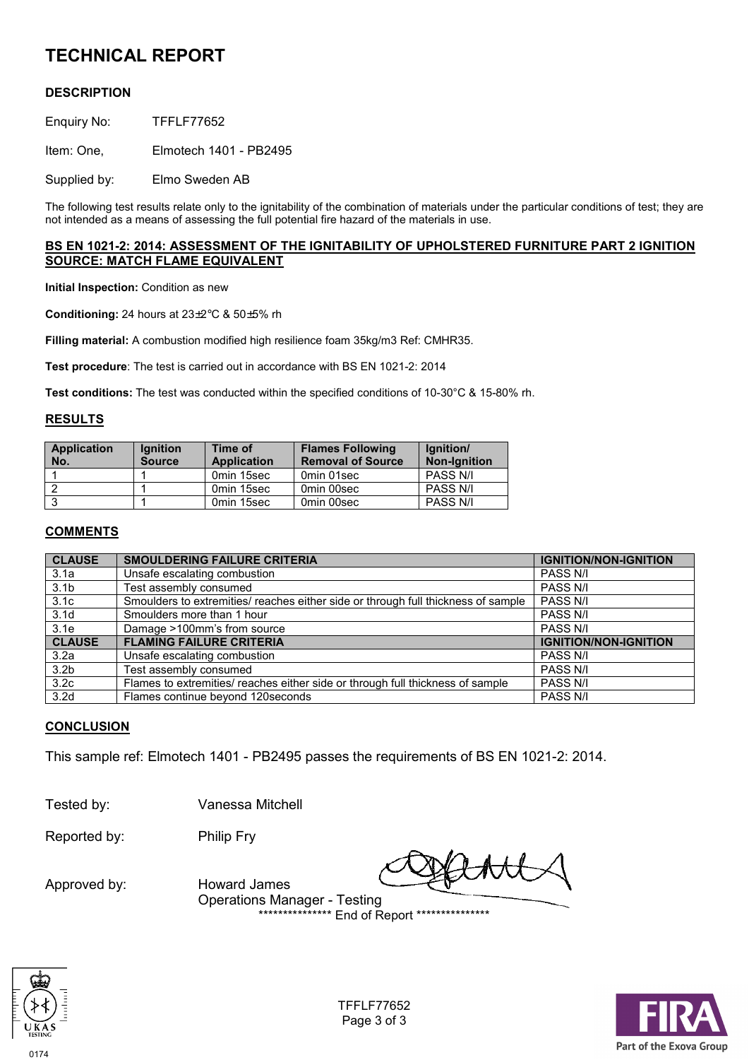# TECHNICAL REPORT

### DESCRIPTION

Enquiry No: TFFLF77652

Item: One, Elmotech 1401 - PB2495

Supplied by: Elmo Sweden AB

The following test results relate only to the ignitability of the combination of materials under the particular conditions of test; they are not intended as a means of assessing the full potential fire hazard of the materials in use.

### BS EN 1021-2: 2014: ASSESSMENT OF THE IGNITABILITY OF UPHOLSTERED FURNITURE PART 2 IGNITION SOURCE: MATCH FLAME EQUIVALENT

**Initial Inspection:** Condition as new

**Conditioning:** 24 hours at 23±2°C & 50±5% rh

**Filling material:** A combustion modified high resilience foam 35kg/m3 Ref: CMHR35.

**Test procedure**: The test is carried out in accordance with BS EN 1021-2: 2014

**Test conditions:** The test was conducted within the specified conditions of 10-30°C & 15-80% rh.

### RESULTS

| Application No. | Ignition Source | Time of Application | Flames Following Removal of Source | Ignition/ Non-Ignition |
|---|---|---|---|---|
| 1 | 1 | 0min 15sec | 0min 01sec | PASS N/I |
| 2 | 1 | 0min 15sec | 0min 00sec | PASS N/I |
| 3 | 1 | 0min 15sec | 0min 00sec | PASS N/I |

### COMMENTS

| CLAUSE | SMOULDERING FAILURE CRITERIA | IGNITION/NON-IGNITION |
|---|---|---|
| 3.1a | Unsafe escalating combustion | PASS N/I |
| 3.1b | Test assembly consumed | PASS N/I |
| 3.1c | Smoulders to extremities/ reaches either side or through full thickness of sample | PASS N/I |
| 3.1d | Smoulders more than 1 hour | PASS N/I |
| 3.1e | Damage >100mm's from source | PASS N/I |
| **CLAUSE** | **FLAMING FAILURE CRITERIA** | **IGNITION/NON-IGNITION** |
| 3.2a | Unsafe escalating combustion | PASS N/I |
| 3.2b | Test assembly consumed | PASS N/I |
| 3.2c | Flames to extremities/ reaches either side or through full thickness of sample | PASS N/I |
| 3.2d | Flames continue beyond 120seconds | PASS N/I |

### CONCLUSION

This sample ref: Elmotech 1401 - PB2495 passes the requirements of BS EN 1021-2: 2014.

Tested by: Vanessa Mitchell

Reported by: Philip Fry

Approved by: Howard James
Operations Manager - Testing

*************** End of Report ***************

0174

TFFLF77652

Part of the Exova Group